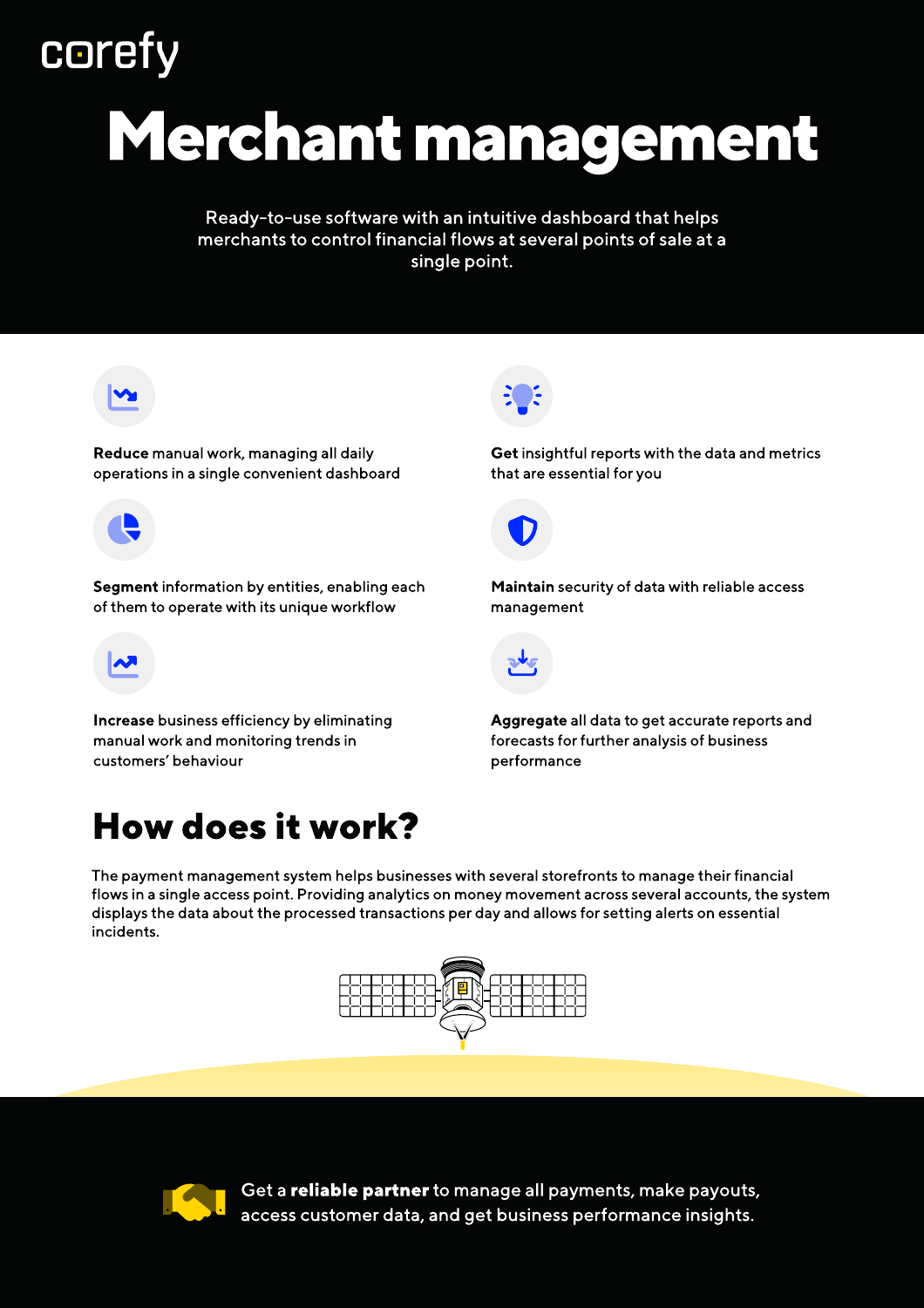corefy

# Merchant management

Ready-to-use software with an intuitive dashboard that helps merchants to control financial flows at several points of sale at a single point.

**Reduce** manual work, managing all daily operations in a single convenient dashboard

**Get** insightful reports with the data and metrics that are essential for you

**Segment** information by entities, enabling each of them to operate with its unique workflow

**Maintain** security of data with reliable access management

**Increase** business efficiency by eliminating manual work and monitoring trends in customers' behaviour

**Aggregate** all data to get accurate reports and forecasts for further analysis of business performance

## How does it work?

The payment management system helps businesses with several storefronts to manage their financial flows in a single access point. Providing analytics on money movement across several accounts, the system displays the data about the processed transactions per day and allows for setting alerts on essential incidents.

Get a **reliable partner** to manage all payments, make payouts, access customer data, and get business performance insights.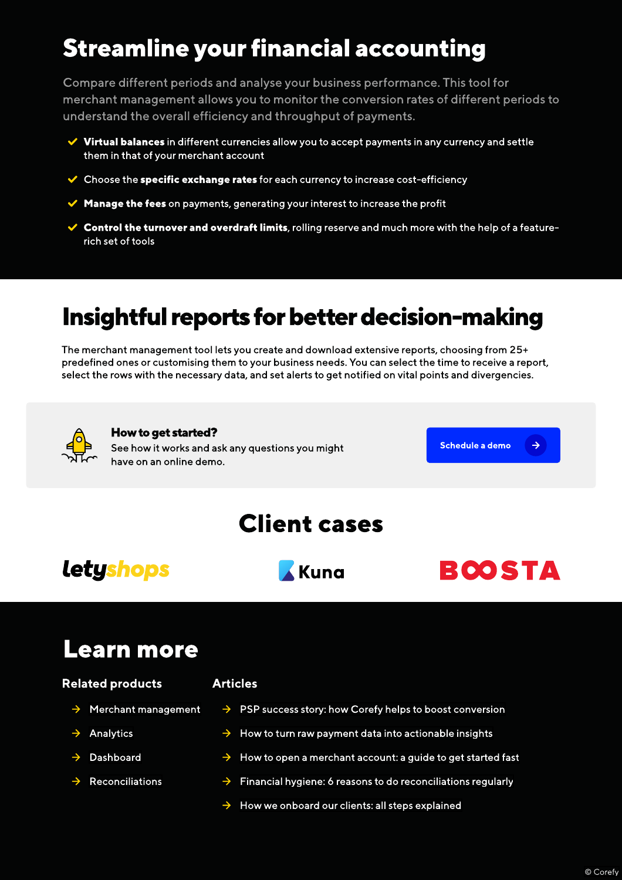# Streamline your financial accounting

Compare different periods and analyse your business performance. This tool for merchant management allows you to monitor the conversion rates of different periods to understand the overall efficiency and throughput of payments.

- **Virtual balances** in different currencies allow you to accept payments in any currency and settle them in that of your merchant account
- Choose the **specific exchange rates** for each currency to increase cost-efficiency
- **Manage the fees** on payments, generating your interest to increase the profit
- **Control the turnover and overdraft limits**, rolling reserve and much more with the help of a feature-rich set of tools

# Insightful reports for better decision-making

The merchant management tool lets you create and download extensive reports, choosing from 25+ predefined ones or customising them to your business needs. You can select the time to receive a report, select the rows with the necessary data, and set alerts to get notified on vital points and divergencies.

**How to get started?**
See how it works and ask any questions you might have on an online demo.

Schedule a demo

# Client cases

letyshops

Kuna

BOOSTA

# Learn more

## Related products

- Merchant management
- Analytics
- Dashboard
- Reconciliations

## Articles

- PSP success story: how Corefy helps to boost conversion
- How to turn raw payment data into actionable insights
- How to open a merchant account: a guide to get started fast
- Financial hygiene: 6 reasons to do reconciliations regularly
- How we onboard our clients: all steps explained

© Corefy